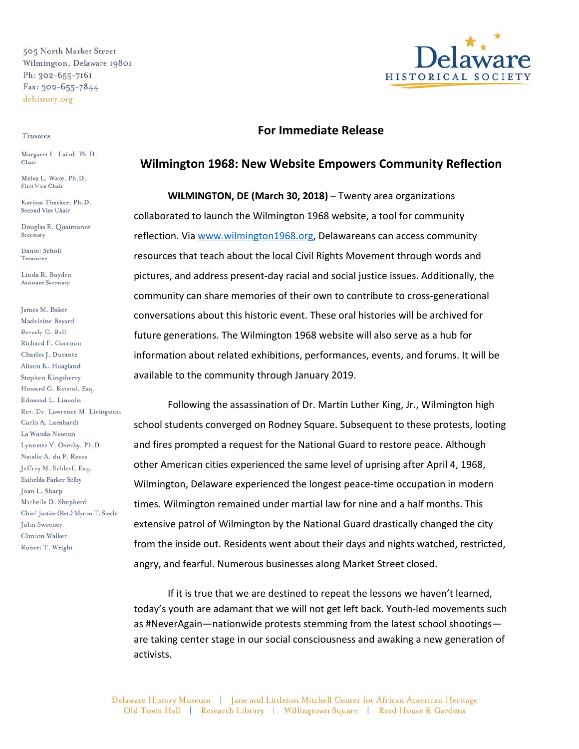505 North Market Street
Wilmington, Delaware 19801
Ph: 302-655-7161
Fax: 302-655-7844
dehistory.org

Delaware HISTORICAL SOCIETY

*Trustees*

Margaret L. Laird, Ph.D.
Chair

Melva L. Ware, Ph.D.
First Vice Chair

Karissa Thacker, Ph.D.
Second Vice Chair

Douglas R. Quaintance
Secretary

Daniel Scholl
Treasurer

Linda R. Boyden
Assistant Secretary

James M. Baker
Madeleine Bayard
Beverly C. Bell
Richard F. Corroon
Charles J. Durante
Alison K. Hoagland
Stephen Kingsberry
Howard G. Kristol, Esq.
Edmond L. Lincoln
Rev. Dr. Lawrence M. Livingston
Carlo A. Lombardi
La Wanda Newton
Lynnette Y. Overby, Ph.D.
Natalie A. du P. Reese
Jeffrey M. Schlerf, Esq.
Esthelda Parker Selby
Joan L. Sharp
Michelle D. Shepherd
Chief Justice (Ret.) Myron T. Steele
John Sweeney
Clinton Walker
Robert T. Wright

**For Immediate Release**

## Wilmington 1968: New Website Empowers Community Reflection

**WILMINGTON, DE (March 30, 2018)** – Twenty area organizations collaborated to launch the Wilmington 1968 website, a tool for community reflection. Via www.wilmington1968.org, Delawareans can access community resources that teach about the local Civil Rights Movement through words and pictures, and address present-day racial and social justice issues. Additionally, the community can share memories of their own to contribute to cross-generational conversations about this historic event. These oral histories will be archived for future generations. The Wilmington 1968 website will also serve as a hub for information about related exhibitions, performances, events, and forums. It will be available to the community through January 2019.

Following the assassination of Dr. Martin Luther King, Jr., Wilmington high school students converged on Rodney Square. Subsequent to these protests, looting and fires prompted a request for the National Guard to restore peace. Although other American cities experienced the same level of uprising after April 4, 1968, Wilmington, Delaware experienced the longest peace-time occupation in modern times. Wilmington remained under martial law for nine and a half months. This extensive patrol of Wilmington by the National Guard drastically changed the city from the inside out. Residents went about their days and nights watched, restricted, angry, and fearful. Numerous businesses along Market Street closed.

If it is true that we are destined to repeat the lessons we haven't learned, today's youth are adamant that we will not get left back. Youth-led movements such as #NeverAgain—nationwide protests stemming from the latest school shootings—are taking center stage in our social consciousness and awaking a new generation of activists.

Delaware History Museum | Jane and Littleton Mitchell Center for African American Heritage
Old Town Hall | Research Library | Willingtown Square | Read House & Gardens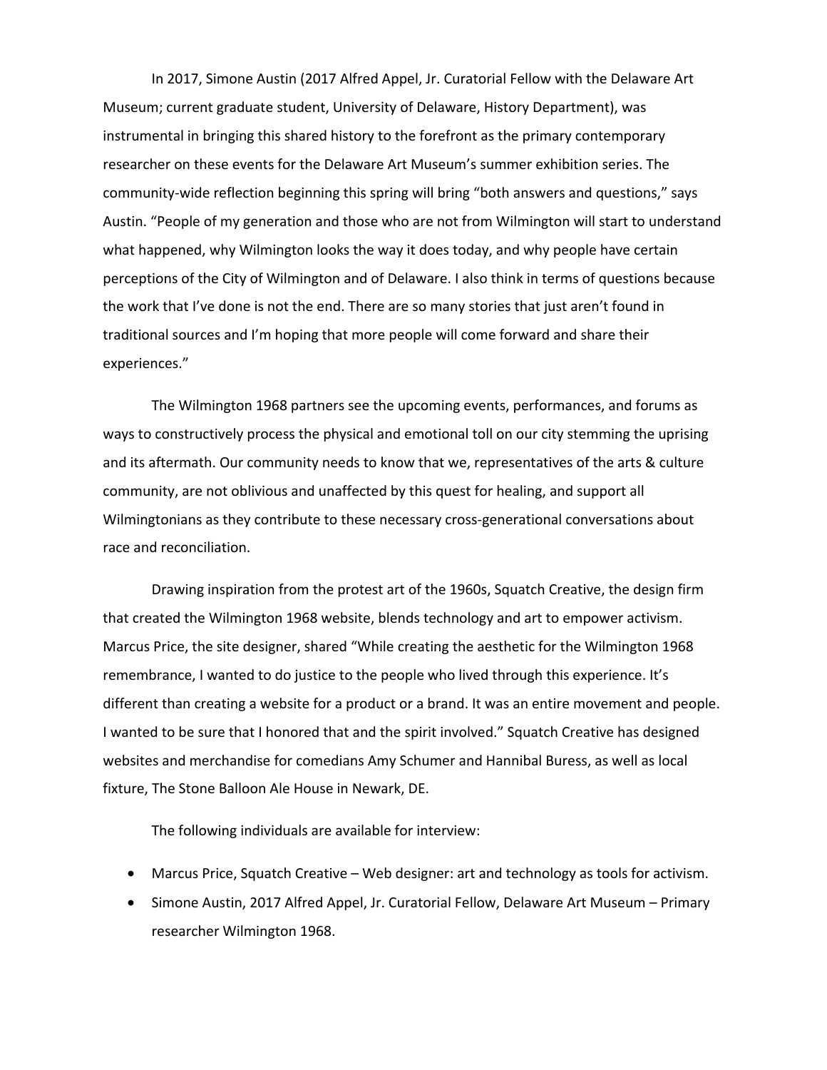In 2017, Simone Austin (2017 Alfred Appel, Jr. Curatorial Fellow with the Delaware Art Museum; current graduate student, University of Delaware, History Department), was instrumental in bringing this shared history to the forefront as the primary contemporary researcher on these events for the Delaware Art Museum's summer exhibition series. The community-wide reflection beginning this spring will bring "both answers and questions," says Austin. "People of my generation and those who are not from Wilmington will start to understand what happened, why Wilmington looks the way it does today, and why people have certain perceptions of the City of Wilmington and of Delaware. I also think in terms of questions because the work that I've done is not the end. There are so many stories that just aren't found in traditional sources and I'm hoping that more people will come forward and share their experiences."

The Wilmington 1968 partners see the upcoming events, performances, and forums as ways to constructively process the physical and emotional toll on our city stemming the uprising and its aftermath. Our community needs to know that we, representatives of the arts & culture community, are not oblivious and unaffected by this quest for healing, and support all Wilmingtonians as they contribute to these necessary cross-generational conversations about race and reconciliation.

Drawing inspiration from the protest art of the 1960s, Squatch Creative, the design firm that created the Wilmington 1968 website, blends technology and art to empower activism. Marcus Price, the site designer, shared "While creating the aesthetic for the Wilmington 1968 remembrance, I wanted to do justice to the people who lived through this experience. It's different than creating a website for a product or a brand. It was an entire movement and people. I wanted to be sure that I honored that and the spirit involved." Squatch Creative has designed websites and merchandise for comedians Amy Schumer and Hannibal Buress, as well as local fixture, The Stone Balloon Ale House in Newark, DE.

The following individuals are available for interview:

- Marcus Price, Squatch Creative – Web designer: art and technology as tools for activism.
- Simone Austin, 2017 Alfred Appel, Jr. Curatorial Fellow, Delaware Art Museum – Primary researcher Wilmington 1968.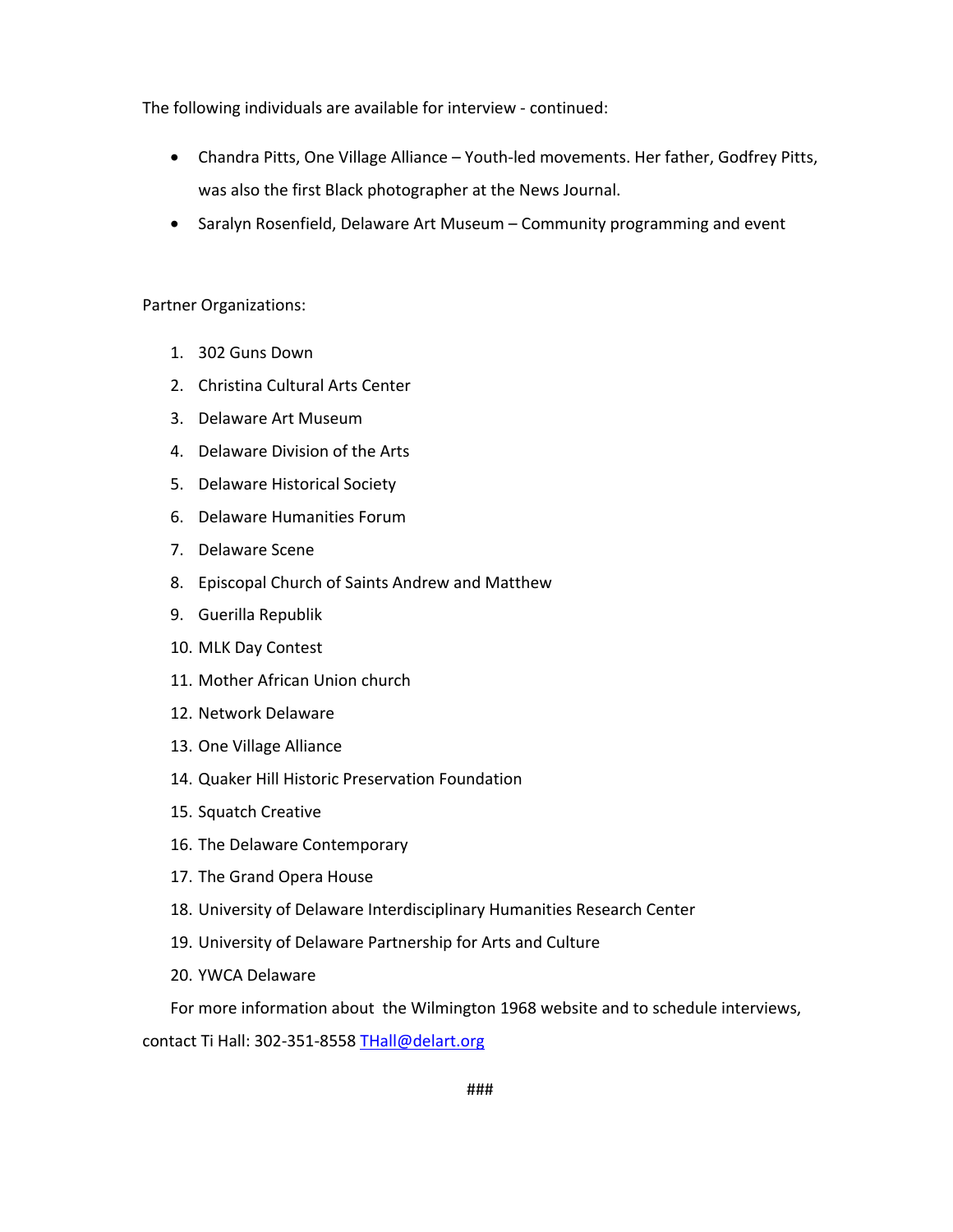The following individuals are available for interview - continued:

- Chandra Pitts, One Village Alliance – Youth-led movements. Her father, Godfrey Pitts, was also the first Black photographer at the News Journal.
- Saralyn Rosenfield, Delaware Art Museum – Community programming and event

Partner Organizations:

1. 302 Guns Down
2. Christina Cultural Arts Center
3. Delaware Art Museum
4. Delaware Division of the Arts
5. Delaware Historical Society
6. Delaware Humanities Forum
7. Delaware Scene
8. Episcopal Church of Saints Andrew and Matthew
9. Guerilla Republik
10. MLK Day Contest
11. Mother African Union church
12. Network Delaware
13. One Village Alliance
14. Quaker Hill Historic Preservation Foundation
15. Squatch Creative
16. The Delaware Contemporary
17. The Grand Opera House
18. University of Delaware Interdisciplinary Humanities Research Center
19. University of Delaware Partnership for Arts and Culture
20. YWCA Delaware

For more information about the Wilmington 1968 website and to schedule interviews, contact Ti Hall: 302-351-8558 THall@delart.org

###